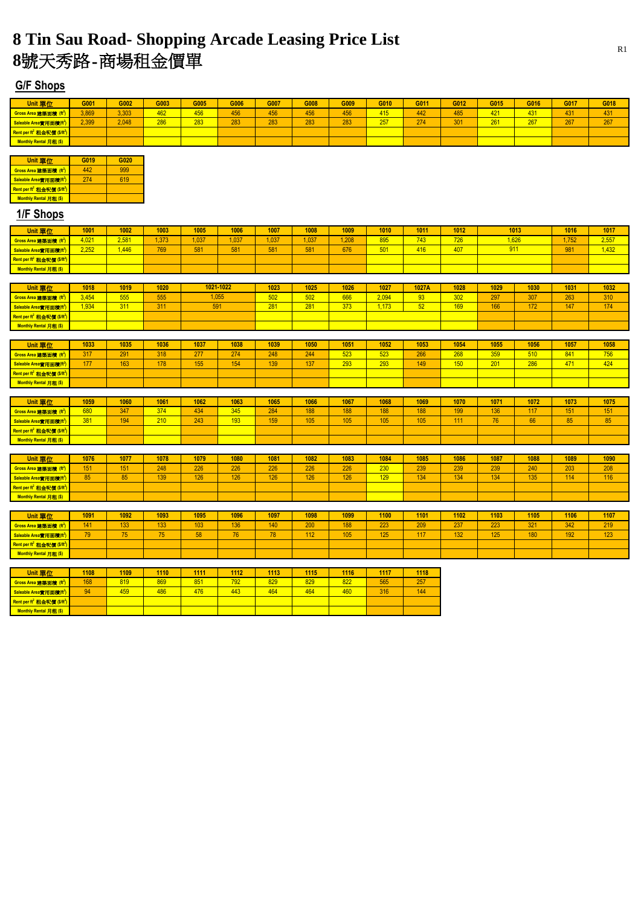# 8 Tin Sau Road- Shopping Arcade Leasing Price List
# 8號天秀路-商場租金價單

## G/F Shops

| Unit 單位 | G001 | G002 | G003 | G005 | G006 | G007 | G008 | G009 | G010 | G011 | G012 | G015 | G016 | G017 | G018 |
|---|---|---|---|---|---|---|---|---|---|---|---|---|---|---|---|
| Gross Area 建築面積 (ft²) | 3,869 | 3,303 | 462 | 456 | 456 | 456 | 456 | 456 | 415 | 442 | 485 | 421 | 431 | 431 | 431 |
| Saleable Area實用面積(ft²) | 2,399 | 2,048 | 286 | 283 | 283 | 283 | 283 | 283 | 257 | 274 | 301 | 261 | 267 | 267 | 267 |
| Rent per ft² 租金呎價 ($/ft²) | | | | | | | | | | | | | | | |
| Monthly Rental 月租 ($) | | | | | | | | | | | | | | | |

| Unit 單位 | G019 | G020 |
|---|---|---|
| Gross Area 建築面積 (ft²) | 442 | 999 |
| Saleable Area實用面積(ft²) | 274 | 619 |
| Rent per ft² 租金呎價 ($/ft²) | | |
| Monthly Rental 月租 ($) | | |

## 1/F Shops

| Unit 單位 | 1001 | 1002 | 1003 | 1005 | 1006 | 1007 | 1008 | 1009 | 1010 | 1011 | 1012 | 1013 | | 1016 | 1017 |
|---|---|---|---|---|---|---|---|---|---|---|---|---|---|---|---|
| Gross Area 建築面積 (ft²) | 4,021 | 2,581 | 1,373 | 1,037 | 1,037 | 1,037 | 1,037 | 1,208 | 895 | 743 | 726 | 1,626 | | 1,752 | 2,557 |
| Saleable Area實用面積(ft²) | 2,252 | 1,446 | 769 | 581 | 581 | 581 | 581 | 676 | 501 | 416 | 407 | 911 | | 981 | 1,432 |
| Rent per ft² 租金呎價 ($/ft²) | | | | | | | | | | | | | | | |
| Monthly Rental 月租 ($) | | | | | | | | | | | | | | | |

| Unit 單位 | 1018 | 1019 | 1020 | 1021-1022 | | 1023 | 1025 | 1026 | 1027 | 1027A | 1028 | 1029 | 1030 | 1031 | 1032 |
|---|---|---|---|---|---|---|---|---|---|---|---|---|---|---|---|
| Gross Area 建築面積 (ft²) | 3,454 | 555 | 555 | 1,055 | | 502 | 502 | 666 | 2,094 | 93 | 302 | 297 | 307 | 263 | 310 |
| Saleable Area實用面積(ft²) | 1,934 | 311 | 311 | 591 | | 281 | 281 | 373 | 1,173 | 52 | 169 | 166 | 172 | 147 | 174 |
| Rent per ft² 租金呎價 ($/ft²) | | | | | | | | | | | | | | | |
| Monthly Rental 月租 ($) | | | | | | | | | | | | | | | |

| Unit 單位 | 1033 | 1035 | 1036 | 1037 | 1038 | 1039 | 1050 | 1051 | 1052 | 1053 | 1054 | 1055 | 1056 | 1057 | 1058 |
|---|---|---|---|---|---|---|---|---|---|---|---|---|---|---|---|
| Gross Area 建築面積 (ft²) | 317 | 291 | 318 | 277 | 274 | 248 | 244 | 523 | 523 | 266 | 268 | 359 | 510 | 841 | 756 |
| Saleable Area實用面積(ft²) | 177 | 163 | 178 | 155 | 154 | 139 | 137 | 293 | 293 | 149 | 150 | 201 | 286 | 471 | 424 |
| Rent per ft² 租金呎價 ($/ft²) | | | | | | | | | | | | | | | |
| Monthly Rental 月租 ($) | | | | | | | | | | | | | | | |

| Unit 單位 | 1059 | 1060 | 1061 | 1062 | 1063 | 1065 | 1066 | 1067 | 1068 | 1069 | 1070 | 1071 | 1072 | 1073 | 1075 |
|---|---|---|---|---|---|---|---|---|---|---|---|---|---|---|---|
| Gross Area 建築面積 (ft²) | 680 | 347 | 374 | 434 | 345 | 284 | 188 | 188 | 188 | 188 | 199 | 136 | 117 | 151 | 151 |
| Saleable Area實用面積(ft²) | 381 | 194 | 210 | 243 | 193 | 159 | 105 | 105 | 105 | 105 | 111 | 76 | 66 | 85 | 85 |
| Rent per ft² 租金呎價 ($/ft²) | | | | | | | | | | | | | | | |
| Monthly Rental 月租 ($) | | | | | | | | | | | | | | | |

| Unit 單位 | 1076 | 1077 | 1078 | 1079 | 1080 | 1081 | 1082 | 1083 | 1084 | 1085 | 1086 | 1087 | 1088 | 1089 | 1090 |
|---|---|---|---|---|---|---|---|---|---|---|---|---|---|---|---|
| Gross Area 建築面積 (ft²) | 151 | 151 | 248 | 226 | 226 | 226 | 226 | 226 | 230 | 239 | 239 | 239 | 240 | 203 | 208 |
| Saleable Area實用面積(ft²) | 85 | 85 | 139 | 126 | 126 | 126 | 126 | 126 | 129 | 134 | 134 | 134 | 135 | 114 | 116 |
| Rent per ft² 租金呎價 ($/ft²) | | | | | | | | | | | | | | | |
| Monthly Rental 月租 ($) | | | | | | | | | | | | | | | |

| Unit 單位 | 1091 | 1092 | 1093 | 1095 | 1096 | 1097 | 1098 | 1099 | 1100 | 1101 | 1102 | 1103 | 1105 | 1106 | 1107 |
|---|---|---|---|---|---|---|---|---|---|---|---|---|---|---|---|
| Gross Area 建築面積 (ft²) | 141 | 133 | 133 | 103 | 136 | 140 | 200 | 188 | 223 | 209 | 237 | 223 | 321 | 342 | 219 |
| Saleable Area實用面積(ft²) | 79 | 75 | 75 | 58 | 76 | 78 | 112 | 105 | 125 | 117 | 132 | 125 | 180 | 192 | 123 |
| Rent per ft² 租金呎價 ($/ft²) | | | | | | | | | | | | | | | |
| Monthly Rental 月租 ($) | | | | | | | | | | | | | | | |

| Unit 單位 | 1108 | 1109 | 1110 | 1111 | 1112 | 1113 | 1115 | 1116 | 1117 | 1118 |
|---|---|---|---|---|---|---|---|---|---|---|
| Gross Area 建築面積 (ft²) | 168 | 819 | 869 | 851 | 792 | 829 | 829 | 822 | 565 | 257 |
| Saleable Area實用面積(ft²) | 94 | 459 | 486 | 476 | 443 | 464 | 464 | 460 | 316 | 144 |
| Rent per ft² 租金呎價 ($/ft²) | | | | | | | | | | |
| Monthly Rental 月租 ($) | | | | | | | | | | |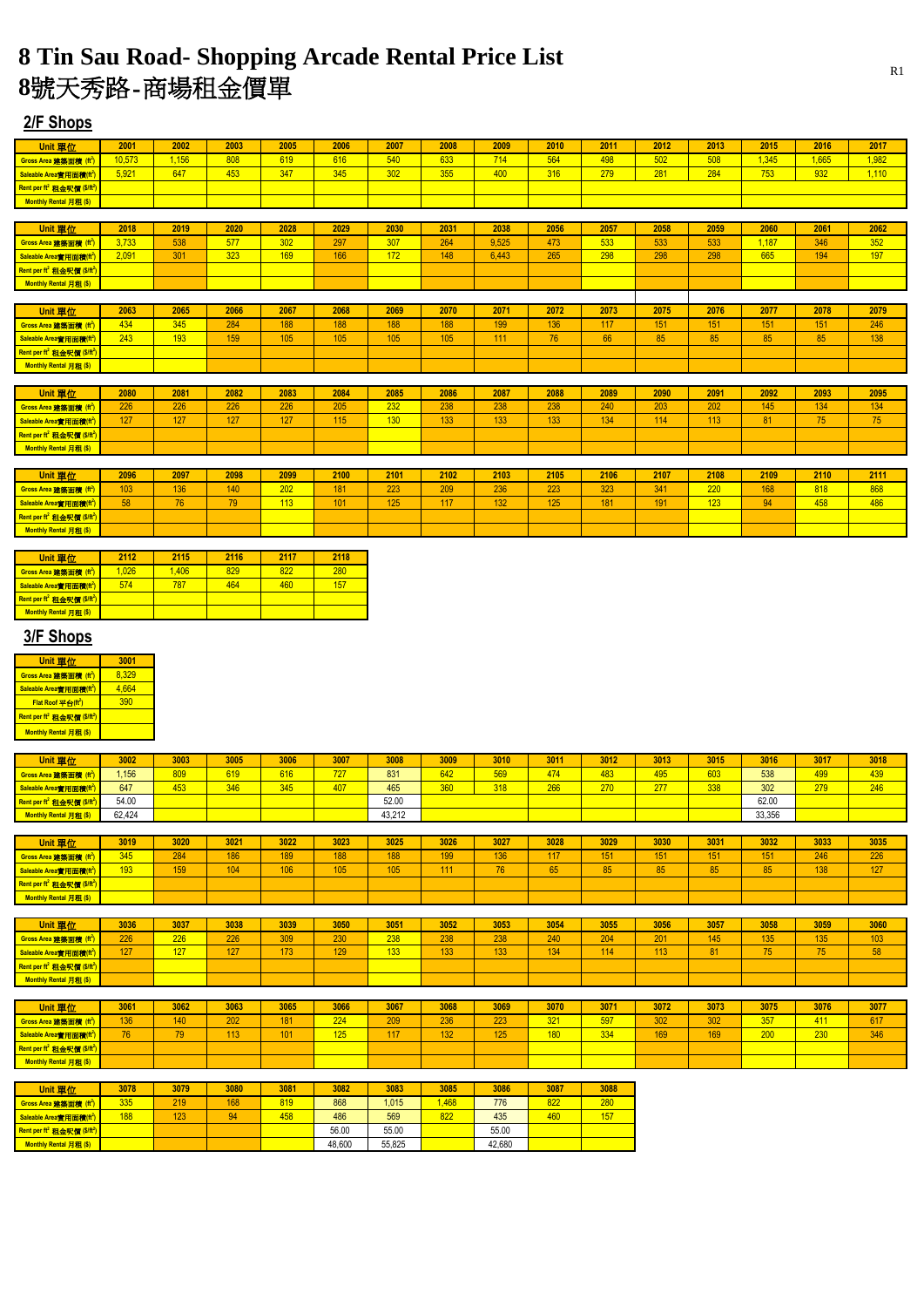# 8 Tin Sau Road- Shopping Arcade Rental Price List
# 8號天秀路-商場租金價單

## 2/F Shops

| Unit 單位 | 2001 | 2002 | 2003 | 2005 | 2006 | 2007 | 2008 | 2009 | 2010 | 2011 | 2012 | 2013 | 2015 | 2016 | 2017 |
|---|---|---|---|---|---|---|---|---|---|---|---|---|---|---|---|
| Gross Area 建築面積 (ft²) | 10,573 | 1,156 | 808 | 619 | 616 | 540 | 633 | 714 | 564 | 498 | 502 | 508 | 1,345 | 1,665 | 1,982 |
| Saleable Area實用面積(ft²) | 5,921 | 647 | 453 | 347 | 345 | 302 | 355 | 400 | 316 | 279 | 281 | 284 | 753 | 932 | 1,110 |
| Rent per ft² 租金呎價 ($/ft²) | | | | | | | | | | | | | | | |
| Monthly Rental 月租 ($) | | | | | | | | | | | | | | | |

| Unit 單位 | 2018 | 2019 | 2020 | 2028 | 2029 | 2030 | 2031 | 2038 | 2056 | 2057 | 2058 | 2059 | 2060 | 2061 | 2062 |
|---|---|---|---|---|---|---|---|---|---|---|---|---|---|---|---|
| Gross Area 建築面積 (ft²) | 3,733 | 538 | 577 | 302 | 297 | 307 | 264 | 9,525 | 473 | 533 | 533 | 533 | 1,187 | 346 | 352 |
| Saleable Area實用面積(ft²) | 2,091 | 301 | 323 | 169 | 166 | 172 | 148 | 6,443 | 265 | 298 | 298 | 298 | 665 | 194 | 197 |
| Rent per ft² 租金呎價 ($/ft²) | | | | | | | | | | | | | | | |
| Monthly Rental 月租 ($) | | | | | | | | | | | | | | | |

| Unit 單位 | 2063 | 2065 | 2066 | 2067 | 2068 | 2069 | 2070 | 2071 | 2072 | 2073 | 2075 | 2076 | 2077 | 2078 | 2079 |
|---|---|---|---|---|---|---|---|---|---|---|---|---|---|---|---|
| Gross Area 建築面積 (ft²) | 434 | 345 | 284 | 188 | 188 | 188 | 188 | 199 | 136 | 117 | 151 | 151 | 151 | 151 | 246 |
| Saleable Area實用面積(ft²) | 243 | 193 | 159 | 105 | 105 | 105 | 105 | 111 | 76 | 66 | 85 | 85 | 85 | 85 | 138 |
| Rent per ft² 租金呎價 ($/ft²) | | | | | | | | | | | | | | | |
| Monthly Rental 月租 ($) | | | | | | | | | | | | | | | |

| Unit 單位 | 2080 | 2081 | 2082 | 2083 | 2084 | 2085 | 2086 | 2087 | 2088 | 2089 | 2090 | 2091 | 2092 | 2093 | 2095 |
|---|---|---|---|---|---|---|---|---|---|---|---|---|---|---|---|
| Gross Area 建築面積 (ft²) | 226 | 226 | 226 | 226 | 205 | 232 | 238 | 238 | 238 | 240 | 203 | 202 | 145 | 134 | 134 |
| Saleable Area實用面積(ft²) | 127 | 127 | 127 | 127 | 115 | 130 | 133 | 133 | 133 | 134 | 114 | 113 | 81 | 75 | 75 |
| Rent per ft² 租金呎價 ($/ft²) | | | | | | | | | | | | | | | |
| Monthly Rental 月租 ($) | | | | | | | | | | | | | | | |

| Unit 單位 | 2096 | 2097 | 2098 | 2099 | 2100 | 2101 | 2102 | 2103 | 2105 | 2106 | 2107 | 2108 | 2109 | 2110 | 2111 |
|---|---|---|---|---|---|---|---|---|---|---|---|---|---|---|---|
| Gross Area 建築面積 (ft²) | 103 | 136 | 140 | 202 | 181 | 223 | 209 | 236 | 223 | 323 | 341 | 220 | 168 | 818 | 868 |
| Saleable Area實用面積(ft²) | 58 | 76 | 79 | 113 | 101 | 125 | 117 | 132 | 125 | 181 | 191 | 123 | 94 | 458 | 486 |
| Rent per ft² 租金呎價 ($/ft²) | | | | | | | | | | | | | | | |
| Monthly Rental 月租 ($) | | | | | | | | | | | | | | | |

| Unit 單位 | 2112 | 2115 | 2116 | 2117 | 2118 |
|---|---|---|---|---|---|
| Gross Area 建築面積 (ft²) | 1,026 | 1,406 | 829 | 822 | 280 |
| Saleable Area實用面積(ft²) | 574 | 787 | 464 | 460 | 157 |
| Rent per ft² 租金呎價 ($/ft²) | | | | | |
| Monthly Rental 月租 ($) | | | | | |

## 3/F Shops

| Unit 單位 | 3001 |
|---|---|
| Gross Area 建築面積 (ft²) | 8,329 |
| Saleable Area實用面積(ft²) | 4,664 |
| Flat Roof 平台(ft²) | 390 |
| Rent per ft² 租金呎價 ($/ft²) | |
| Monthly Rental 月租 ($) | |

| Unit 單位 | 3002 | 3003 | 3005 | 3006 | 3007 | 3008 | 3009 | 3010 | 3011 | 3012 | 3013 | 3015 | 3016 | 3017 | 3018 |
|---|---|---|---|---|---|---|---|---|---|---|---|---|---|---|---|
| Gross Area 建築面積 (ft²) | 1,156 | 809 | 619 | 616 | 727 | 831 | 642 | 569 | 474 | 483 | 495 | 603 | 538 | 499 | 439 |
| Saleable Area實用面積(ft²) | 647 | 453 | 346 | 345 | 407 | 465 | 360 | 318 | 266 | 270 | 277 | 338 | 302 | 279 | 246 |
| Rent per ft² 租金呎價 ($/ft²) | 54.00 | | | | | 52.00 | | | | | | | 62.00 | | |
| Monthly Rental 月租 ($) | 62,424 | | | | | 43,212 | | | | | | | 33,356 | | |

| Unit 單位 | 3019 | 3020 | 3021 | 3022 | 3023 | 3025 | 3026 | 3027 | 3028 | 3029 | 3030 | 3031 | 3032 | 3033 | 3035 |
|---|---|---|---|---|---|---|---|---|---|---|---|---|---|---|---|
| Gross Area 建築面積 (ft²) | 345 | 284 | 186 | 189 | 188 | 188 | 199 | 136 | 117 | 151 | 151 | 151 | 151 | 246 | 226 |
| Saleable Area實用面積(ft²) | 193 | 159 | 104 | 106 | 105 | 105 | 111 | 76 | 65 | 85 | 85 | 85 | 85 | 138 | 127 |
| Rent per ft² 租金呎價 ($/ft²) | | | | | | | | | | | | | | | |
| Monthly Rental 月租 ($) | | | | | | | | | | | | | | | |

| Unit 單位 | 3036 | 3037 | 3038 | 3039 | 3050 | 3051 | 3052 | 3053 | 3054 | 3055 | 3056 | 3057 | 3058 | 3059 | 3060 |
|---|---|---|---|---|---|---|---|---|---|---|---|---|---|---|---|
| Gross Area 建築面積 (ft²) | 226 | 226 | 226 | 309 | 230 | 238 | 238 | 238 | 240 | 204 | 201 | 145 | 135 | 135 | 103 |
| Saleable Area實用面積(ft²) | 127 | 127 | 127 | 173 | 129 | 133 | 133 | 133 | 134 | 114 | 113 | 81 | 75 | 75 | 58 |
| Rent per ft² 租金呎價 ($/ft²) | | | | | | | | | | | | | | | |
| Monthly Rental 月租 ($) | | | | | | | | | | | | | | | |

| Unit 單位 | 3061 | 3062 | 3063 | 3065 | 3066 | 3067 | 3068 | 3069 | 3070 | 3071 | 3072 | 3073 | 3075 | 3076 | 3077 |
|---|---|---|---|---|---|---|---|---|---|---|---|---|---|---|---|
| Gross Area 建築面積 (ft²) | 136 | 140 | 202 | 181 | 224 | 209 | 236 | 223 | 321 | 597 | 302 | 302 | 357 | 411 | 617 |
| Saleable Area實用面積(ft²) | 76 | 79 | 113 | 101 | 125 | 117 | 132 | 125 | 180 | 334 | 169 | 169 | 200 | 230 | 346 |
| Rent per ft² 租金呎價 ($/ft²) | | | | | | | | | | | | | | | |
| Monthly Rental 月租 ($) | | | | | | | | | | | | | | | |

| Unit 單位 | 3078 | 3079 | 3080 | 3081 | 3082 | 3083 | 3085 | 3086 | 3087 | 3088 |
|---|---|---|---|---|---|---|---|---|---|---|
| Gross Area 建築面積 (ft²) | 335 | 219 | 168 | 819 | 868 | 1,015 | 1,468 | 776 | 822 | 280 |
| Saleable Area實用面積(ft²) | 188 | 123 | 94 | 458 | 486 | 569 | 822 | 435 | 460 | 157 |
| Rent per ft² 租金呎價 ($/ft²) | | | | | 56.00 | 55.00 | | 55.00 | | |
| Monthly Rental 月租 ($) | | | | | 48,600 | 55,825 | | 42,680 | | |